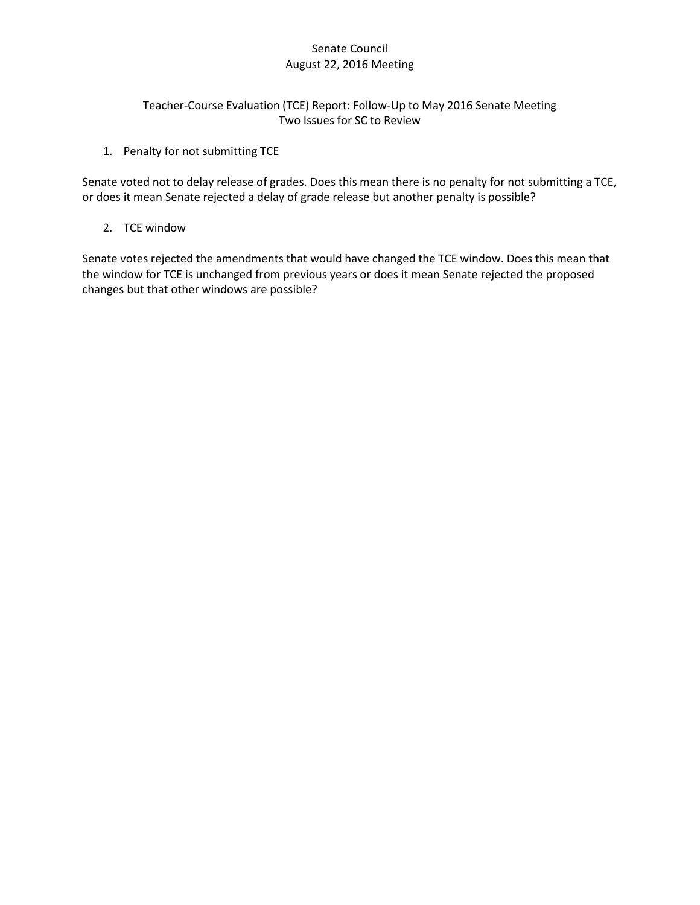# Senate Council
## August 22, 2016 Meeting

## Teacher-Course Evaluation (TCE) Report: Follow-Up to May 2016 Senate Meeting
### Two Issues for SC to Review

1. Penalty for not submitting TCE

Senate voted not to delay release of grades. Does this mean there is no penalty for not submitting a TCE, or does it mean Senate rejected a delay of grade release but another penalty is possible?

2. TCE window

Senate votes rejected the amendments that would have changed the TCE window. Does this mean that the window for TCE is unchanged from previous years or does it mean Senate rejected the proposed changes but that other windows are possible?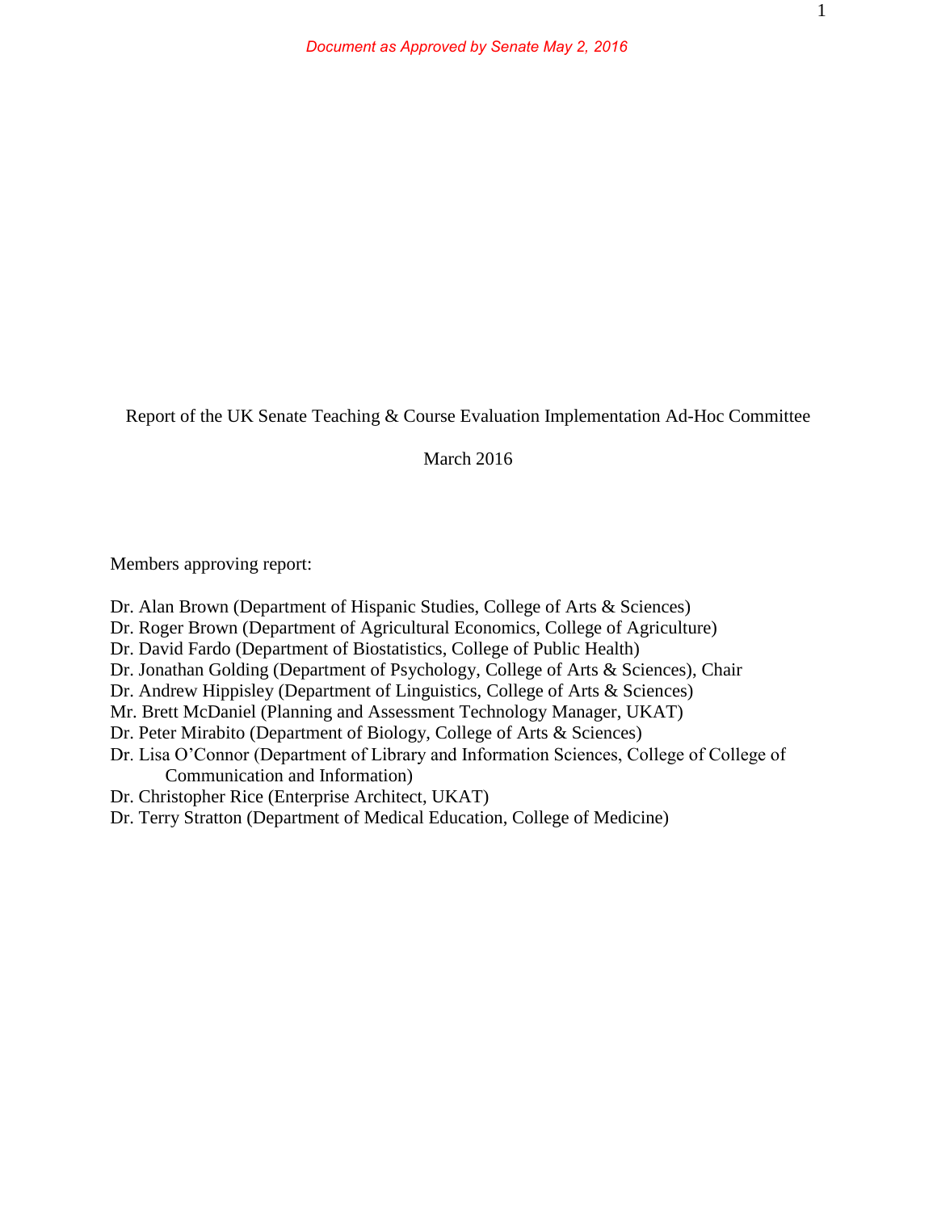*Document as Approved by Senate May 2, 2016*

Report of the UK Senate Teaching & Course Evaluation Implementation Ad-Hoc Committee

March 2016

Members approving report:

Dr. Alan Brown (Department of Hispanic Studies, College of Arts & Sciences)
Dr. Roger Brown (Department of Agricultural Economics, College of Agriculture)
Dr. David Fardo (Department of Biostatistics, College of Public Health)
Dr. Jonathan Golding (Department of Psychology, College of Arts & Sciences), Chair
Dr. Andrew Hippisley (Department of Linguistics, College of Arts & Sciences)
Mr. Brett McDaniel (Planning and Assessment Technology Manager, UKAT)
Dr. Peter Mirabito (Department of Biology, College of Arts & Sciences)
Dr. Lisa O'Connor (Department of Library and Information Sciences, College of College of Communication and Information)
Dr. Christopher Rice (Enterprise Architect, UKAT)
Dr. Terry Stratton (Department of Medical Education, College of Medicine)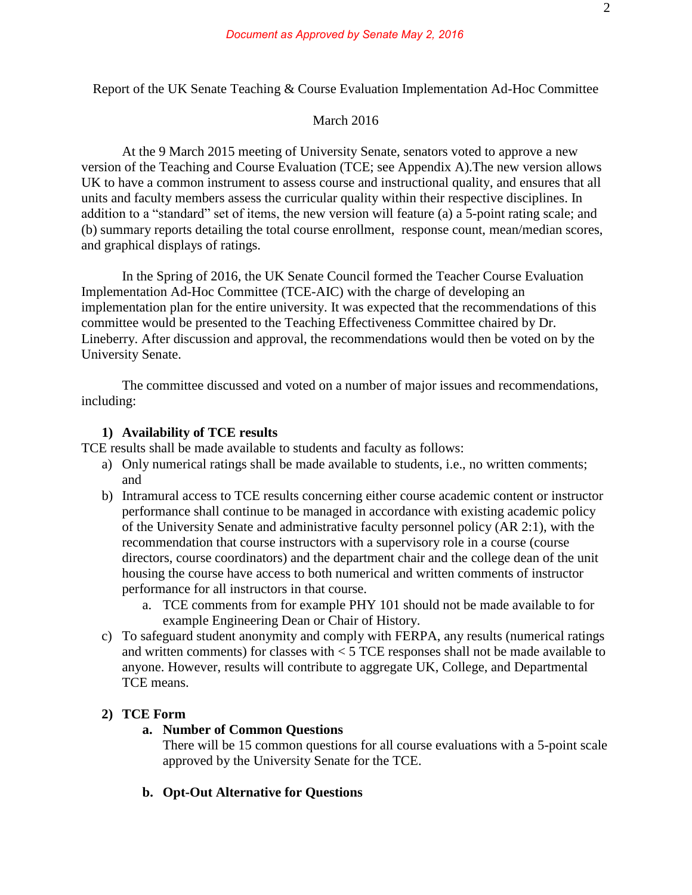*Document as Approved by Senate May 2, 2016*

Report of the UK Senate Teaching & Course Evaluation Implementation Ad-Hoc Committee

March 2016

At the 9 March 2015 meeting of University Senate, senators voted to approve a new version of the Teaching and Course Evaluation (TCE; see Appendix A).The new version allows UK to have a common instrument to assess course and instructional quality, and ensures that all units and faculty members assess the curricular quality within their respective disciplines. In addition to a "standard" set of items, the new version will feature (a) a 5-point rating scale; and (b) summary reports detailing the total course enrollment, response count, mean/median scores, and graphical displays of ratings.

In the Spring of 2016, the UK Senate Council formed the Teacher Course Evaluation Implementation Ad-Hoc Committee (TCE-AIC) with the charge of developing an implementation plan for the entire university. It was expected that the recommendations of this committee would be presented to the Teaching Effectiveness Committee chaired by Dr. Lineberry. After discussion and approval, the recommendations would then be voted on by the University Senate.

The committee discussed and voted on a number of major issues and recommendations, including:

**1) Availability of TCE results**

TCE results shall be made available to students and faculty as follows:

a) Only numerical ratings shall be made available to students, i.e., no written comments; and
b) Intramural access to TCE results concerning either course academic content or instructor performance shall continue to be managed in accordance with existing academic policy of the University Senate and administrative faculty personnel policy (AR 2:1), with the recommendation that course instructors with a supervisory role in a course (course directors, course coordinators) and the department chair and the college dean of the unit housing the course have access to both numerical and written comments of instructor performance for all instructors in that course.
    a. TCE comments from for example PHY 101 should not be made available to for example Engineering Dean or Chair of History.
c) To safeguard student anonymity and comply with FERPA, any results (numerical ratings and written comments) for classes with < 5 TCE responses shall not be made available to anyone. However, results will contribute to aggregate UK, College, and Departmental TCE means.

**2) TCE Form**

**a. Number of Common Questions**

There will be 15 common questions for all course evaluations with a 5-point scale approved by the University Senate for the TCE.

**b. Opt-Out Alternative for Questions**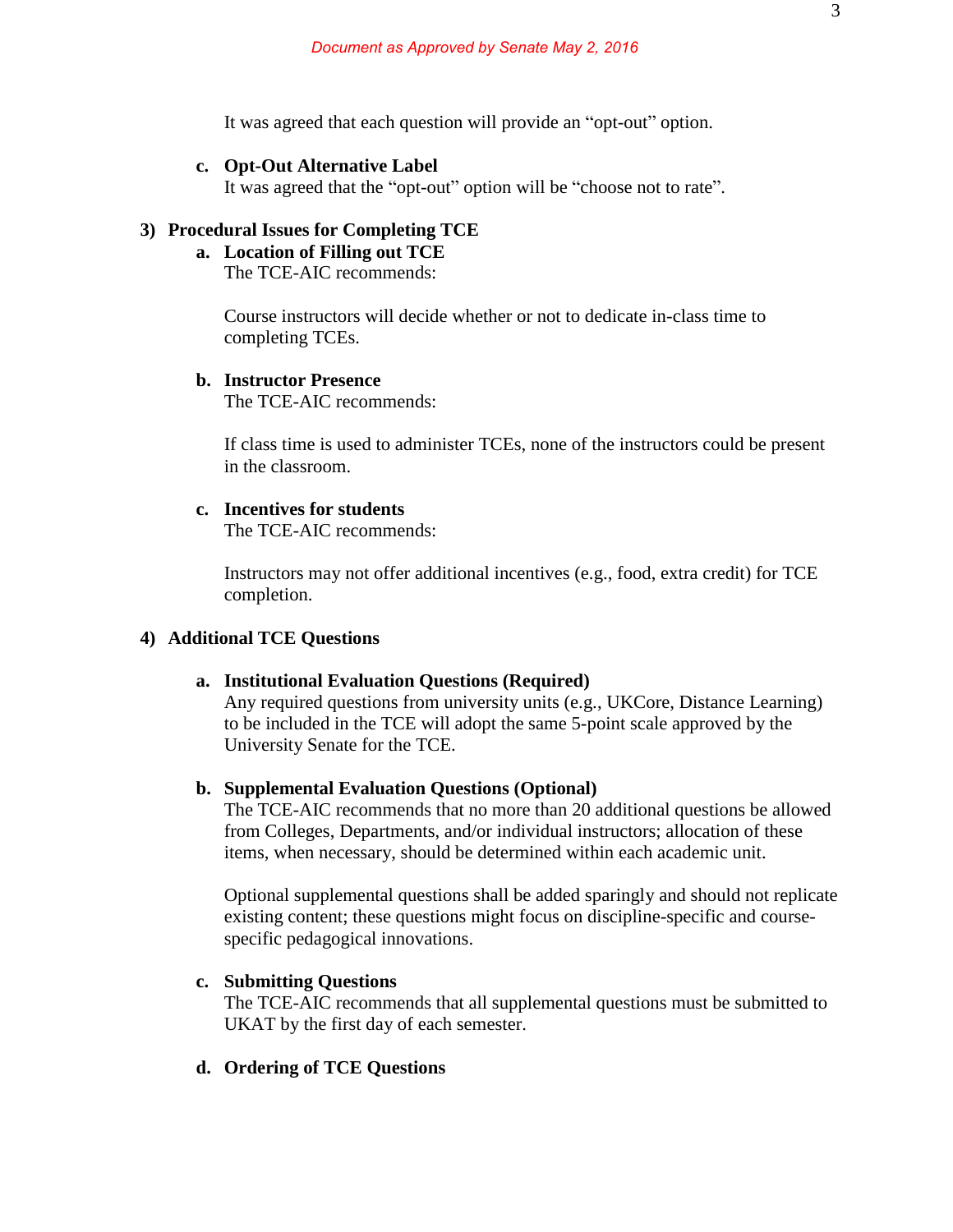*Document as Approved by Senate May 2, 2016*

It was agreed that each question will provide an "opt-out" option.

c. **Opt-Out Alternative Label**
It was agreed that the "opt-out" option will be "choose not to rate".

## 3) Procedural Issues for Completing TCE

a. **Location of Filling out TCE**
The TCE-AIC recommends:

Course instructors will decide whether or not to dedicate in-class time to completing TCEs.

b. **Instructor Presence**
The TCE-AIC recommends:

If class time is used to administer TCEs, none of the instructors could be present in the classroom.

c. **Incentives for students**
The TCE-AIC recommends:

Instructors may not offer additional incentives (e.g., food, extra credit) for TCE completion.

## 4) Additional TCE Questions

a. **Institutional Evaluation Questions (Required)**
Any required questions from university units (e.g., UKCore, Distance Learning) to be included in the TCE will adopt the same 5-point scale approved by the University Senate for the TCE.

b. **Supplemental Evaluation Questions (Optional)**
The TCE-AIC recommends that no more than 20 additional questions be allowed from Colleges, Departments, and/or individual instructors; allocation of these items, when necessary, should be determined within each academic unit.

Optional supplemental questions shall be added sparingly and should not replicate existing content; these questions might focus on discipline-specific and course-specific pedagogical innovations.

c. **Submitting Questions**
The TCE-AIC recommends that all supplemental questions must be submitted to UKAT by the first day of each semester.

d. **Ordering of TCE Questions**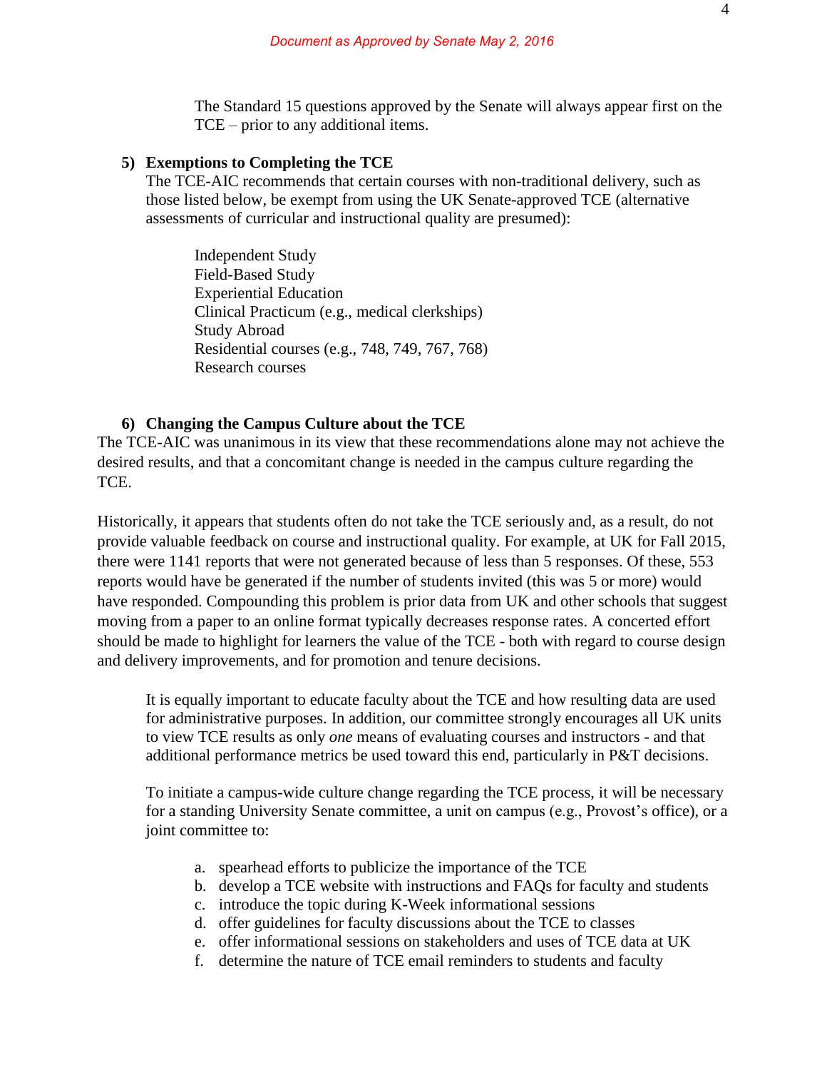The Standard 15 questions approved by the Senate will always appear first on the TCE – prior to any additional items.

**5) Exemptions to Completing the TCE**

The TCE-AIC recommends that certain courses with non-traditional delivery, such as those listed below, be exempt from using the UK Senate-approved TCE (alternative assessments of curricular and instructional quality are presumed):

Independent Study
Field-Based Study
Experiential Education
Clinical Practicum (e.g., medical clerkships)
Study Abroad
Residential courses (e.g., 748, 749, 767, 768)
Research courses

**6) Changing the Campus Culture about the TCE**

The TCE-AIC was unanimous in its view that these recommendations alone may not achieve the desired results, and that a concomitant change is needed in the campus culture regarding the TCE.

Historically, it appears that students often do not take the TCE seriously and, as a result, do not provide valuable feedback on course and instructional quality. For example, at UK for Fall 2015, there were 1141 reports that were not generated because of less than 5 responses. Of these, 553 reports would have be generated if the number of students invited (this was 5 or more) would have responded. Compounding this problem is prior data from UK and other schools that suggest moving from a paper to an online format typically decreases response rates. A concerted effort should be made to highlight for learners the value of the TCE - both with regard to course design and delivery improvements, and for promotion and tenure decisions.

It is equally important to educate faculty about the TCE and how resulting data are used for administrative purposes. In addition, our committee strongly encourages all UK units to view TCE results as only *one* means of evaluating courses and instructors - and that additional performance metrics be used toward this end, particularly in P&T decisions.

To initiate a campus-wide culture change regarding the TCE process, it will be necessary for a standing University Senate committee, a unit on campus (e.g., Provost's office), or a joint committee to:

a. spearhead efforts to publicize the importance of the TCE
b. develop a TCE website with instructions and FAQs for faculty and students
c. introduce the topic during K-Week informational sessions
d. offer guidelines for faculty discussions about the TCE to classes
e. offer informational sessions on stakeholders and uses of TCE data at UK
f. determine the nature of TCE email reminders to students and faculty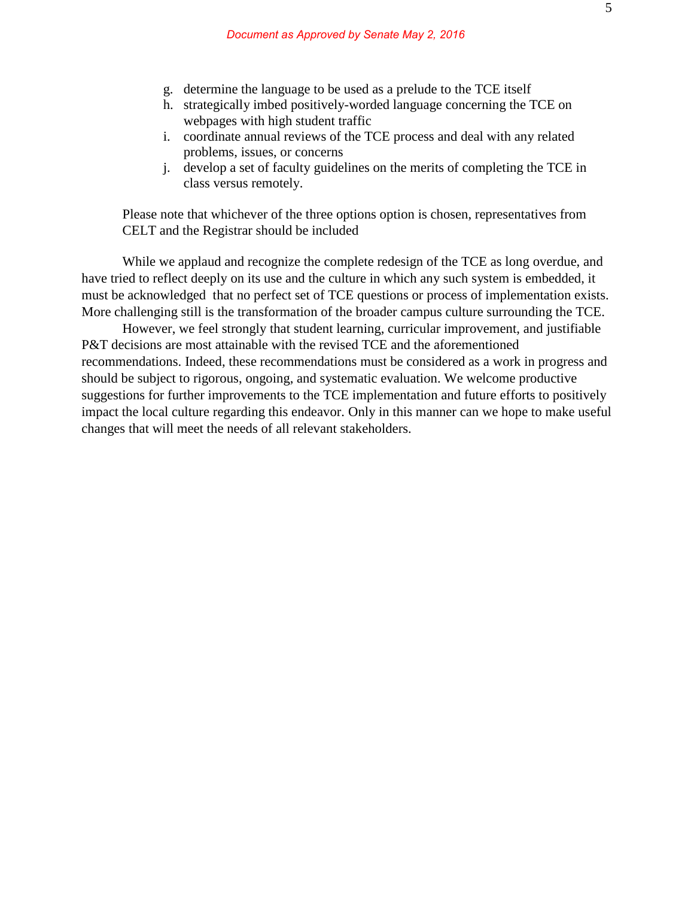g. determine the language to be used as a prelude to the TCE itself
h. strategically imbed positively-worded language concerning the TCE on webpages with high student traffic
i. coordinate annual reviews of the TCE process and deal with any related problems, issues, or concerns
j. develop a set of faculty guidelines on the merits of completing the TCE in class versus remotely.

Please note that whichever of the three options option is chosen, representatives from CELT and the Registrar should be included

While we applaud and recognize the complete redesign of the TCE as long overdue, and have tried to reflect deeply on its use and the culture in which any such system is embedded, it must be acknowledged that no perfect set of TCE questions or process of implementation exists. More challenging still is the transformation of the broader campus culture surrounding the TCE.

However, we feel strongly that student learning, curricular improvement, and justifiable P&T decisions are most attainable with the revised TCE and the aforementioned recommendations. Indeed, these recommendations must be considered as a work in progress and should be subject to rigorous, ongoing, and systematic evaluation. We welcome productive suggestions for further improvements to the TCE implementation and future efforts to positively impact the local culture regarding this endeavor. Only in this manner can we hope to make useful changes that will meet the needs of all relevant stakeholders.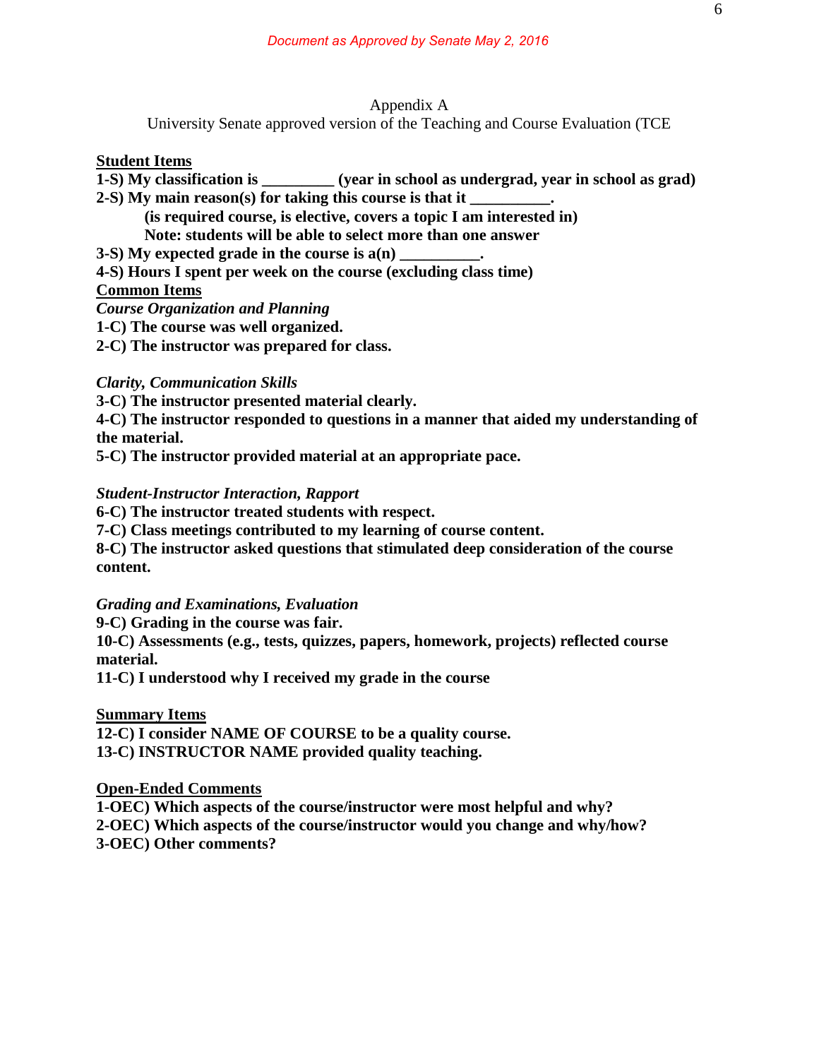*Document as Approved by Senate May 2, 2016*

Appendix A

University Senate approved version of the Teaching and Course Evaluation (TCE

**Student Items**

**1-S) My classification is _________ (year in school as undergrad, year in school as grad)**

**2-S) My main reason(s) for taking this course is that it __________.**

**(is required course, is elective, covers a topic I am interested in)**

**Note: students will be able to select more than one answer**

**3-S) My expected grade in the course is a(n) __________.**

**4-S) Hours I spent per week on the course (excluding class time)**

**Common Items**

***Course Organization and Planning***

**1-C) The course was well organized.**

**2-C) The instructor was prepared for class.**

***Clarity, Communication Skills***

**3-C) The instructor presented material clearly.**

**4-C) The instructor responded to questions in a manner that aided my understanding of the material.**

**5-C) The instructor provided material at an appropriate pace.**

***Student-Instructor Interaction, Rapport***

**6-C) The instructor treated students with respect.**

**7-C) Class meetings contributed to my learning of course content.**

**8-C) The instructor asked questions that stimulated deep consideration of the course content.**

***Grading and Examinations, Evaluation***

**9-C) Grading in the course was fair.**

**10-C) Assessments (e.g., tests, quizzes, papers, homework, projects) reflected course material.**

**11-C) I understood why I received my grade in the course**

**Summary Items**

**12-C) I consider NAME OF COURSE to be a quality course.**

**13-C) INSTRUCTOR NAME provided quality teaching.**

**Open-Ended Comments**

**1-OEC) Which aspects of the course/instructor were most helpful and why?**

**2-OEC) Which aspects of the course/instructor would you change and why/how?**

**3-OEC) Other comments?**